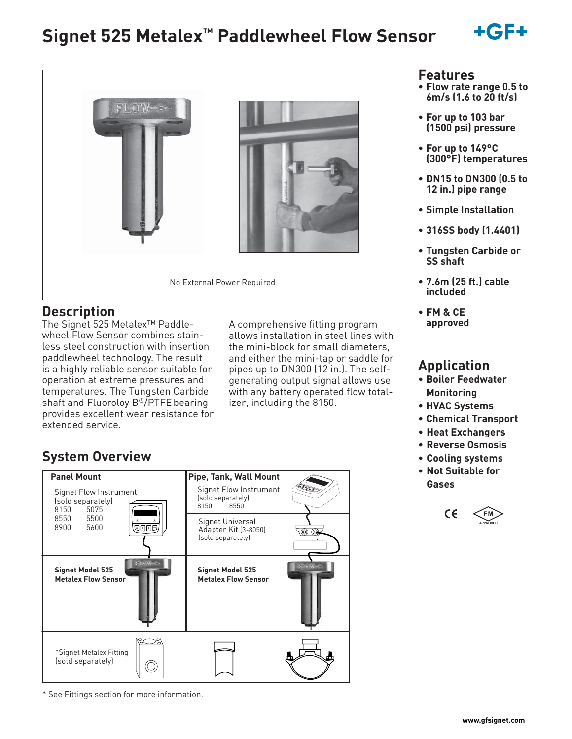# Signet 525 Metalex™ Paddlewheel Flow Sensor

No External Power Required

## Description

The Signet 525 Metalex™ Paddlewheel Flow Sensor combines stainless steel construction with insertion paddlewheel technology. The result is a highly reliable sensor suitable for operation at extreme pressures and temperatures. The Tungsten Carbide shaft and Fluoroloy B®/PTFE bearing provides excellent wear resistance for extended service.

A comprehensive fitting program allows installation in steel lines with the mini-block for small diameters, and either the mini-tap or saddle for pipes up to DN300 (12 in.). The self-generating output signal allows use with any battery operated flow totalizer, including the 8150.

## Features

- **Flow rate range 0.5 to 6m/s (1.6 to 20 ft/s)**
- **For up to 103 bar (1500 psi) pressure**
- **For up to 149°C (300°F) temperatures**
- **DN15 to DN300 (0.5 to 12 in.) pipe range**
- **Simple Installation**
- **316SS body (1.4401)**
- **Tungsten Carbide or SS shaft**
- **7.6m (25 ft.) cable included**
- **FM & CE approved**

## Application

- **Boiler Feedwater Monitoring**
- **HVAC Systems**
- **Chemical Transport**
- **Heat Exchangers**
- **Reverse Osmosis**
- **Cooling systems**
- **Not Suitable for Gases**

## System Overview

| Panel Mount | Pipe, Tank, Wall Mount |
|---|---|
| Signet Flow Instrument (sold separately) 8150, 5075, 8550, 5500, 8900, 5600 | Signet Flow Instrument (sold separately) 8150, 8550 |
| | Signet Universal Adapter Kit (3-8050) (sold separately) |
| **Signet Model 525 Metalex Flow Sensor** | **Signet Model 525 Metalex Flow Sensor** |
| *Signet Metalex Fitting (sold separately) | |

\* See Fittings section for more information.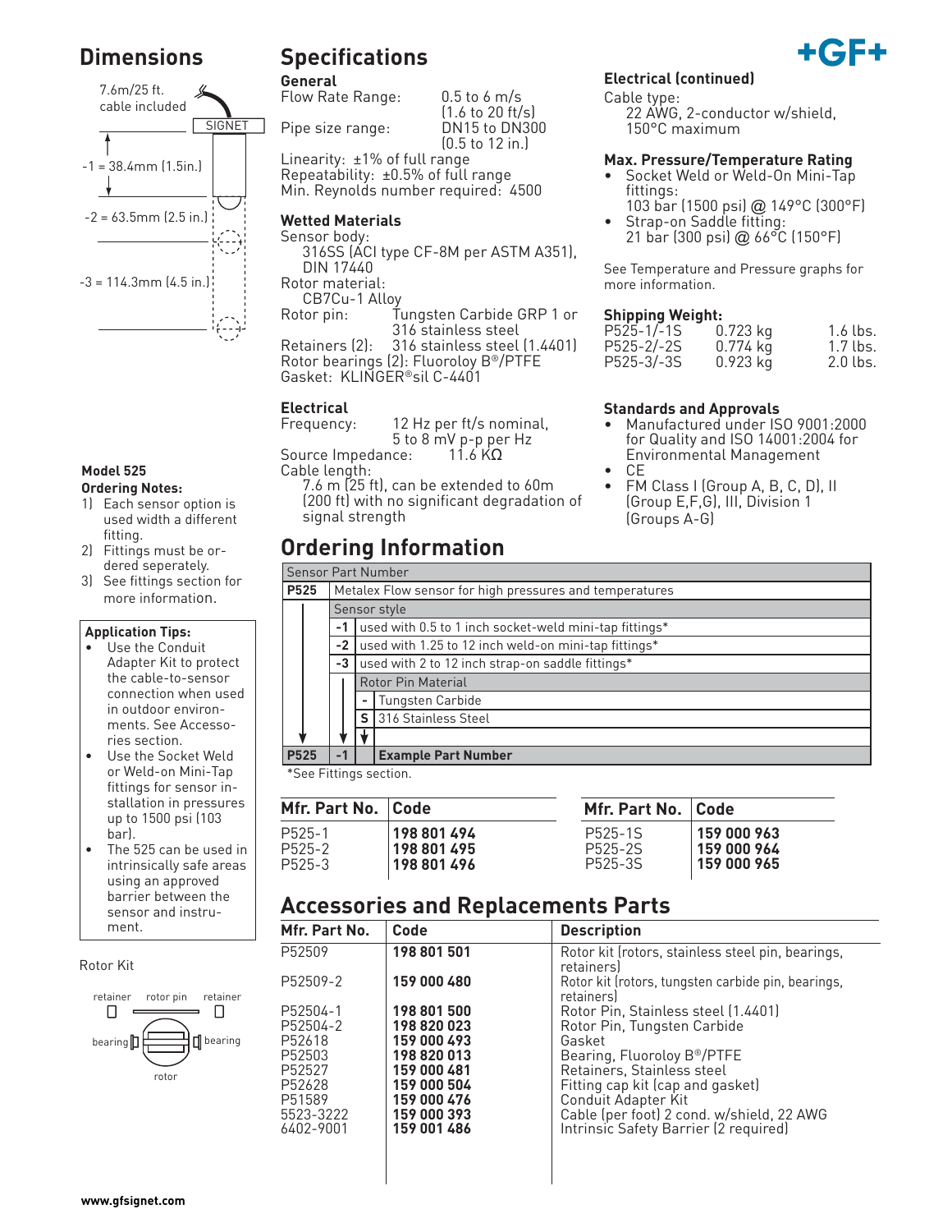## Dimensions

7.6m/25 ft. cable included

SIGNET

-1 = 38.4mm (1.5in.)

-2 = 63.5mm (2.5 in.)

-3 = 114.3mm (4.5 in.)

**Model 525**

**Ordering Notes:**

1) Each sensor option is used width a different fitting.
2) Fittings must be ordered seperately.
3) See fittings section for more information.

**Application Tips:**

- Use the Conduit Adapter Kit to protect the cable-to-sensor connection when used in outdoor environments. See Accessories section.
- Use the Socket Weld or Weld-on Mini-Tap fittings for sensor installation in pressures up to 1500 psi (103 bar).
- The 525 can be used in intrinsically safe areas using an approved barrier between the sensor and instrument.

Rotor Kit

retainer, rotor pin, retainer, bearing, bearing, rotor

## Specifications

### General

Flow Rate Range: 0.5 to 6 m/s (1.6 to 20 ft/s)

Pipe size range: DN15 to DN300 (0.5 to 12 in.)

Linearity: ±1% of full range

Repeatability: ±0.5% of full range

Min. Reynolds number required: 4500

### Wetted Materials

Sensor body:
316SS (ACI type CF-8M per ASTM A351), DIN 17440

Rotor material:
CB7Cu-1 Alloy

Rotor pin: Tungsten Carbide GRP 1 or 316 stainless steel

Retainers (2): 316 stainless steel (1.4401)

Rotor bearings (2): Fluoroloy B®/PTFE

Gasket: KLINGER®sil C-4401

### Electrical

Frequency: 12 Hz per ft/s nominal, 5 to 8 mV p-p per Hz

Source Impedance: 11.6 KΩ

Cable length:
7.6 m (25 ft), can be extended to 60m (200 ft) with no significant degradation of signal strength

### Electrical (continued)

Cable type:
22 AWG, 2-conductor w/shield, 150°C maximum

### Max. Pressure/Temperature Rating

- Socket Weld or Weld-On Mini-Tap fittings:
  103 bar (1500 psi) @ 149°C (300°F)
- Strap-on Saddle fitting:
  21 bar (300 psi) @ 66°C (150°F)

See Temperature and Pressure graphs for more information.

### Shipping Weight:

| | | |
|---|---|---|
| P525-1/-1S | 0.723 kg | 1.6 lbs. |
| P525-2/-2S | 0.774 kg | 1.7 lbs. |
| P525-3/-3S | 0.923 kg | 2.0 lbs. |

### Standards and Approvals

- Manufactured under ISO 9001:2000 for Quality and ISO 14001:2004 for Environmental Management
- CE
- FM Class I (Group A, B, C, D), II (Group E,F,G), III, Division 1 (Groups A-G)

## Ordering Information

| Sensor Part Number | | | |
|---|---|---|---|
| **P525** | Metalex Flow sensor for high pressures and temperatures | | |
| | Sensor style | | |
| | **-1** | used with 0.5 to 1 inch socket-weld mini-tap fittings* | |
| | **-2** | used with 1.25 to 12 inch weld-on mini-tap fittings* | |
| | **-3** | used with 2 to 12 inch strap-on saddle fittings* | |
| | | Rotor Pin Material | |
| | | **-** | Tungsten Carbide |
| | | **S** | 316 Stainless Steel |
| **P525** | **-1** | | **Example Part Number** |

*See Fittings section.

| Mfr. Part No. | Code |
|---|---|
| P525-1 | **198 801 494** |
| P525-2 | **198 801 495** |
| P525-3 | **198 801 496** |

| Mfr. Part No. | Code |
|---|---|
| P525-1S | **159 000 963** |
| P525-2S | **159 000 964** |
| P525-3S | **159 000 965** |

## Accessories and Replacements Parts

| Mfr. Part No. | Code | Description |
|---|---|---|
| P52509 | **198 801 501** | Rotor kit (rotors, stainless steel pin, bearings, retainers) |
| P52509-2 | **159 000 480** | Rotor kit (rotors, tungsten carbide pin, bearings, retainers) |
| P52504-1 | **198 801 500** | Rotor Pin, Stainless steel (1.4401) |
| P52504-2 | **198 820 023** | Rotor Pin, Tungsten Carbide |
| P52618 | **159 000 493** | Gasket |
| P52503 | **198 820 013** | Bearing, Fluoroloy B®/PTFE |
| P52527 | **159 000 481** | Retainers, Stainless steel |
| P52628 | **159 000 504** | Fitting cap kit (cap and gasket) |
| P51589 | **159 000 476** | Conduit Adapter Kit |
| 5523-3222 | **159 000 393** | Cable (per foot) 2 cond. w/shield, 22 AWG |
| 6402-9001 | **159 001 486** | Intrinsic Safety Barrier (2 required) |

www.gfsignet.com